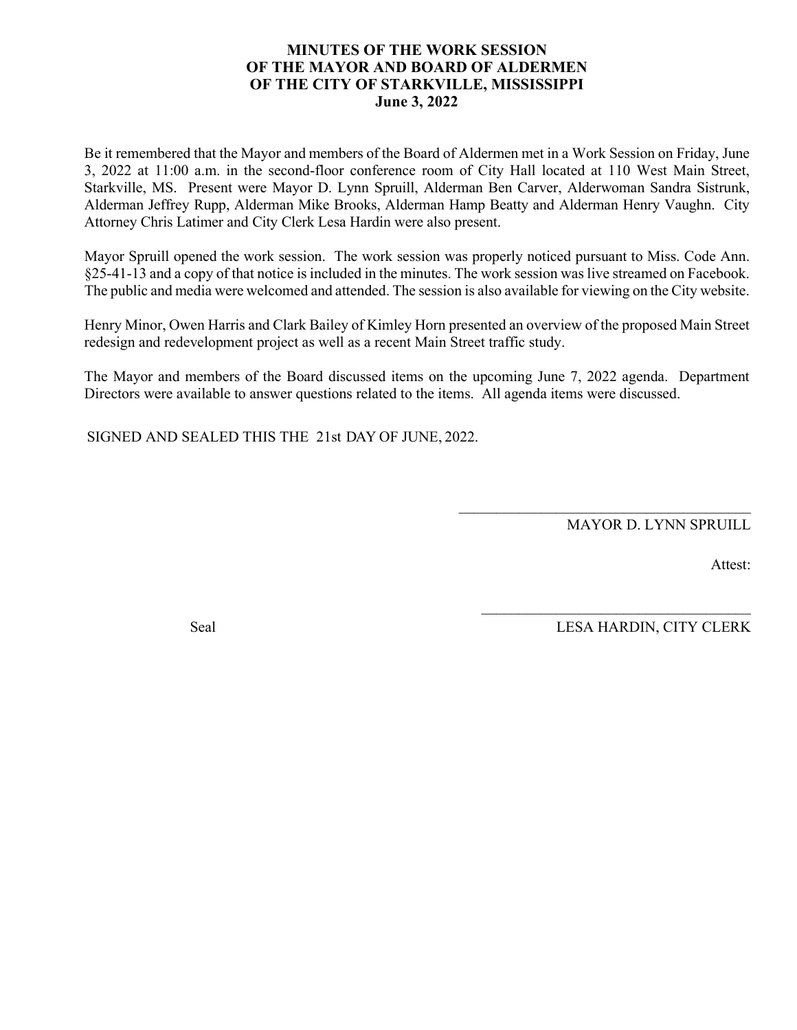# MINUTES OF THE WORK SESSION OF THE MAYOR AND BOARD OF ALDERMEN OF THE CITY OF STARKVILLE, MISSISSIPPI

**June 3, 2022**

Be it remembered that the Mayor and members of the Board of Aldermen met in a Work Session on Friday, June 3, 2022 at 11:00 a.m. in the second-floor conference room of City Hall located at 110 West Main Street, Starkville, MS. Present were Mayor D. Lynn Spruill, Alderman Ben Carver, Alderwoman Sandra Sistrunk, Alderman Jeffrey Rupp, Alderman Mike Brooks, Alderman Hamp Beatty and Alderman Henry Vaughn. City Attorney Chris Latimer and City Clerk Lesa Hardin were also present.

Mayor Spruill opened the work session. The work session was properly noticed pursuant to Miss. Code Ann. §25-41-13 and a copy of that notice is included in the minutes. The work session was live streamed on Facebook. The public and media were welcomed and attended. The session is also available for viewing on the City website.

Henry Minor, Owen Harris and Clark Bailey of Kimley Horn presented an overview of the proposed Main Street redesign and redevelopment project as well as a recent Main Street traffic study.

The Mayor and members of the Board discussed items on the upcoming June 7, 2022 agenda. Department Directors were available to answer questions related to the items. All agenda items were discussed.

SIGNED AND SEALED THIS THE 21st DAY OF JUNE, 2022.

\_\_\_\_\_\_\_\_\_\_\_\_\_\_\_\_\_\_\_\_\_\_\_\_\_\_\_\_\_\_\_\_\_\_\_\_\_\_

MAYOR D. LYNN SPRUILL

Attest:

\_\_\_\_\_\_\_\_\_\_\_\_\_\_\_\_\_\_\_\_\_\_\_\_\_\_\_\_\_\_\_\_\_\_\_\_\_\_

Seal

LESA HARDIN, CITY CLERK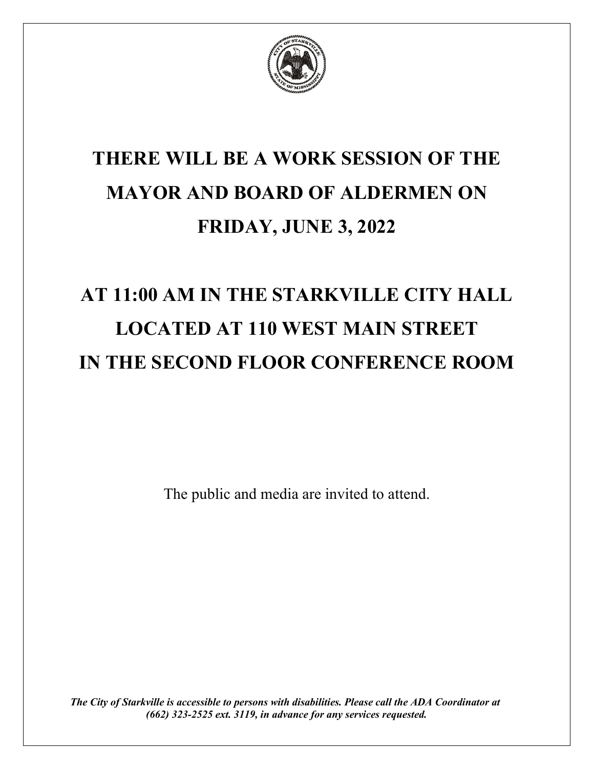# THERE WILL BE A WORK SESSION OF THE MAYOR AND BOARD OF ALDERMEN ON FRIDAY, JUNE 3, 2022

# AT 11:00 AM IN THE STARKVILLE CITY HALL LOCATED AT 110 WEST MAIN STREET IN THE SECOND FLOOR CONFERENCE ROOM

The public and media are invited to attend.

***The City of Starkville is accessible to persons with disabilities. Please call the ADA Coordinator at (662) 323-2525 ext. 3119, in advance for any services requested.***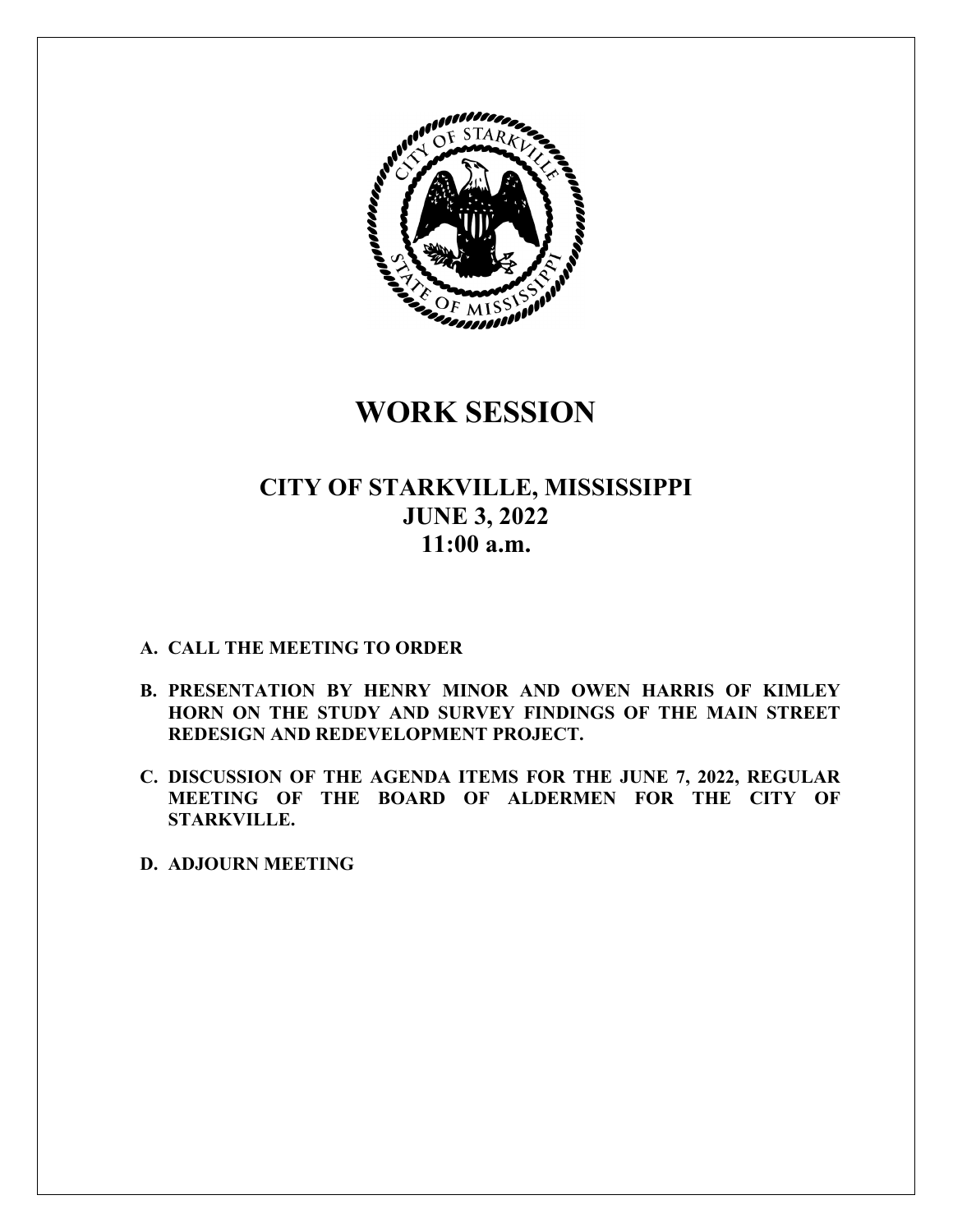# WORK SESSION

## CITY OF STARKVILLE, MISSISSIPPI
## JUNE 3, 2022
## 11:00 a.m.

**A. CALL THE MEETING TO ORDER**

**B. PRESENTATION BY HENRY MINOR AND OWEN HARRIS OF KIMLEY HORN ON THE STUDY AND SURVEY FINDINGS OF THE MAIN STREET REDESIGN AND REDEVELOPMENT PROJECT.**

**C. DISCUSSION OF THE AGENDA ITEMS FOR THE JUNE 7, 2022, REGULAR MEETING OF THE BOARD OF ALDERMEN FOR THE CITY OF STARKVILLE.**

**D. ADJOURN MEETING**